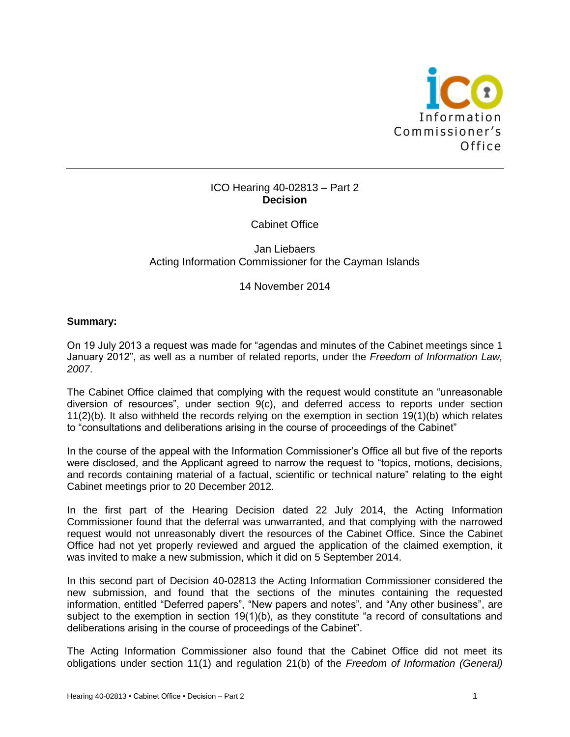ICO Hearing 40-02813 – Part 2
**Decision**

Cabinet Office

Jan Liebaers
Acting Information Commissioner for the Cayman Islands

14 November 2014

**Summary:**

On 19 July 2013 a request was made for "agendas and minutes of the Cabinet meetings since 1 January 2012", as well as a number of related reports, under the *Freedom of Information Law, 2007*.

The Cabinet Office claimed that complying with the request would constitute an "unreasonable diversion of resources", under section 9(c), and deferred access to reports under section 11(2)(b). It also withheld the records relying on the exemption in section 19(1)(b) which relates to "consultations and deliberations arising in the course of proceedings of the Cabinet"

In the course of the appeal with the Information Commissioner's Office all but five of the reports were disclosed, and the Applicant agreed to narrow the request to "topics, motions, decisions, and records containing material of a factual, scientific or technical nature" relating to the eight Cabinet meetings prior to 20 December 2012.

In the first part of the Hearing Decision dated 22 July 2014, the Acting Information Commissioner found that the deferral was unwarranted, and that complying with the narrowed request would not unreasonably divert the resources of the Cabinet Office. Since the Cabinet Office had not yet properly reviewed and argued the application of the claimed exemption, it was invited to make a new submission, which it did on 5 September 2014.

In this second part of Decision 40-02813 the Acting Information Commissioner considered the new submission, and found that the sections of the minutes containing the requested information, entitled "Deferred papers", "New papers and notes", and "Any other business", are subject to the exemption in section 19(1)(b), as they constitute "a record of consultations and deliberations arising in the course of proceedings of the Cabinet".

The Acting Information Commissioner also found that the Cabinet Office did not meet its obligations under section 11(1) and regulation 21(b) of the *Freedom of Information (General)*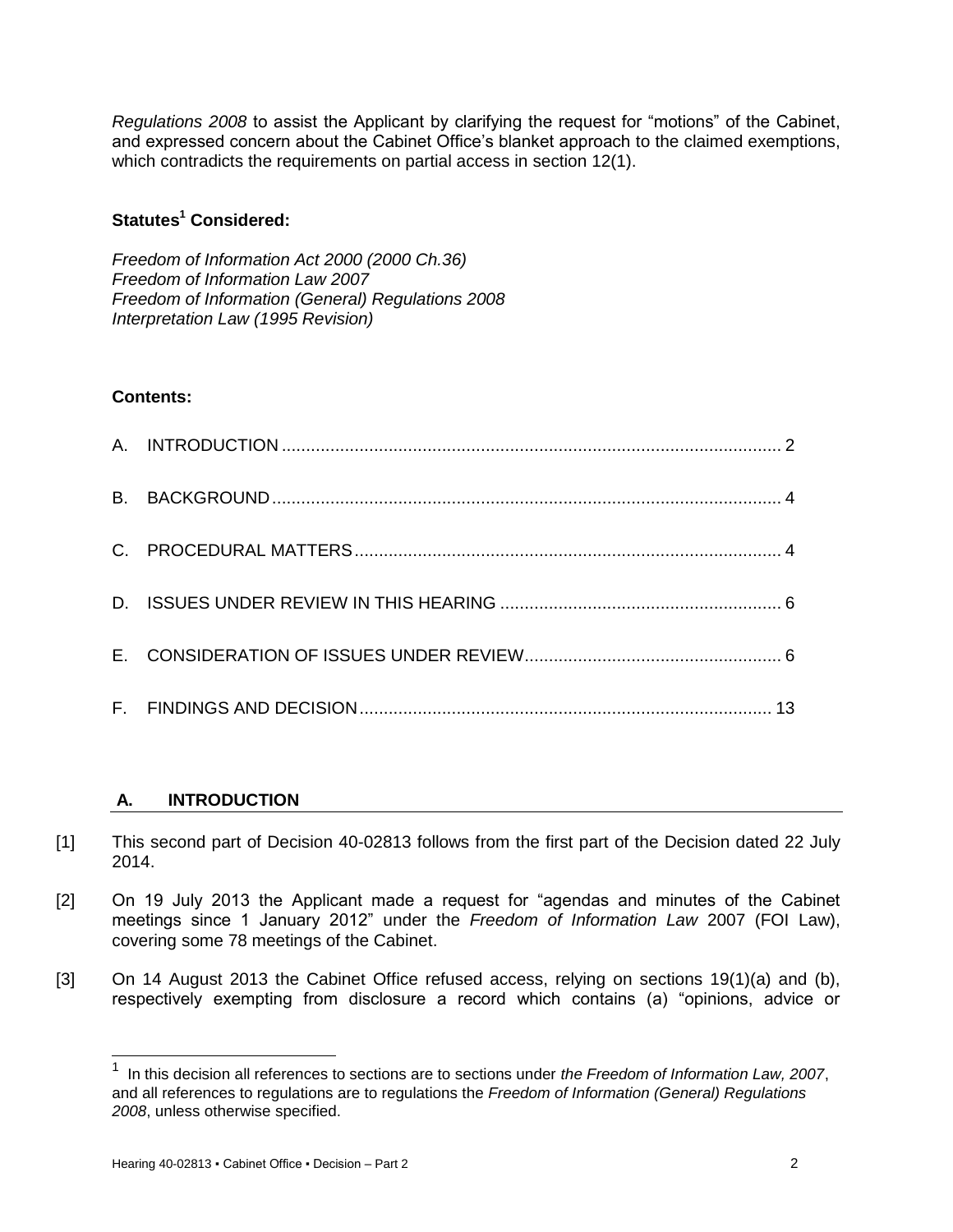*Regulations 2008* to assist the Applicant by clarifying the request for "motions" of the Cabinet, and expressed concern about the Cabinet Office's blanket approach to the claimed exemptions, which contradicts the requirements on partial access in section 12(1).

**Statutes[1] Considered:**

*Freedom of Information Act 2000 (2000 Ch.36)*
*Freedom of Information Law 2007*
*Freedom of Information (General) Regulations 2008*
*Interpretation Law (1995 Revision)*

**Contents:**

A. INTRODUCTION ........................................................................................................ 2

B. BACKGROUND ........................................................................................................... 4

C. PROCEDURAL MATTERS ........................................................................................ 4

D. ISSUES UNDER REVIEW IN THIS HEARING ........................................................... 6

E. CONSIDERATION OF ISSUES UNDER REVIEW ..................................................... 6

F. FINDINGS AND DECISION ...................................................................................... 13

## A. INTRODUCTION

[1] This second part of Decision 40-02813 follows from the first part of the Decision dated 22 July 2014.

[2] On 19 July 2013 the Applicant made a request for "agendas and minutes of the Cabinet meetings since 1 January 2012" under the *Freedom of Information Law* 2007 (FOI Law), covering some 78 meetings of the Cabinet.

[3] On 14 August 2013 the Cabinet Office refused access, relying on sections 19(1)(a) and (b), respectively exempting from disclosure a record which contains (a) "opinions, advice or

---

[1] In this decision all references to sections are to sections under *the Freedom of Information Law, 2007*, and all references to regulations are to regulations the *Freedom of Information (General) Regulations 2008*, unless otherwise specified.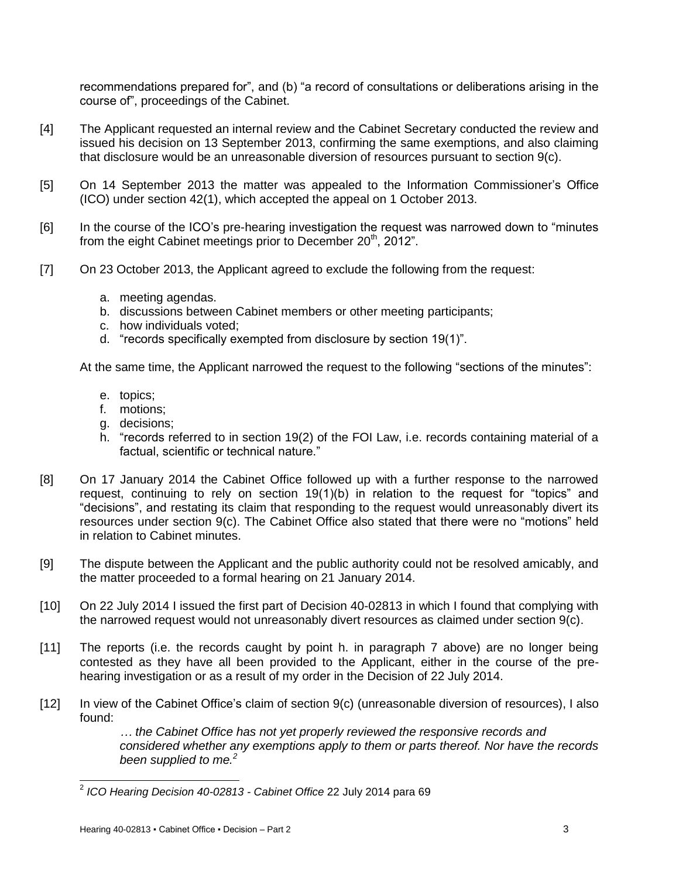recommendations prepared for", and (b) "a record of consultations or deliberations arising in the course of", proceedings of the Cabinet.

[4] The Applicant requested an internal review and the Cabinet Secretary conducted the review and issued his decision on 13 September 2013, confirming the same exemptions, and also claiming that disclosure would be an unreasonable diversion of resources pursuant to section 9(c).

[5] On 14 September 2013 the matter was appealed to the Information Commissioner's Office (ICO) under section 42(1), which accepted the appeal on 1 October 2013.

[6] In the course of the ICO's pre-hearing investigation the request was narrowed down to "minutes from the eight Cabinet meetings prior to December 20th, 2012".

[7] On 23 October 2013, the Applicant agreed to exclude the following from the request:

a. meeting agendas.
b. discussions between Cabinet members or other meeting participants;
c. how individuals voted;
d. "records specifically exempted from disclosure by section 19(1)".

At the same time, the Applicant narrowed the request to the following "sections of the minutes":

e. topics;
f. motions;
g. decisions;
h. "records referred to in section 19(2) of the FOI Law, i.e. records containing material of a factual, scientific or technical nature."

[8] On 17 January 2014 the Cabinet Office followed up with a further response to the narrowed request, continuing to rely on section 19(1)(b) in relation to the request for "topics" and "decisions", and restating its claim that responding to the request would unreasonably divert its resources under section 9(c). The Cabinet Office also stated that there were no "motions" held in relation to Cabinet minutes.

[9] The dispute between the Applicant and the public authority could not be resolved amicably, and the matter proceeded to a formal hearing on 21 January 2014.

[10] On 22 July 2014 I issued the first part of Decision 40-02813 in which I found that complying with the narrowed request would not unreasonably divert resources as claimed under section 9(c).

[11] The reports (i.e. the records caught by point h. in paragraph 7 above) are no longer being contested as they have all been provided to the Applicant, either in the course of the pre-hearing investigation or as a result of my order in the Decision of 22 July 2014.

[12] In view of the Cabinet Office's claim of section 9(c) (unreasonable diversion of resources), I also found:

> *… the Cabinet Office has not yet properly reviewed the responsive records and considered whether any exemptions apply to them or parts thereof. Nor have the records been supplied to me.*[2]

---

[2] *ICO Hearing Decision 40-02813 - Cabinet Office* 22 July 2014 para 69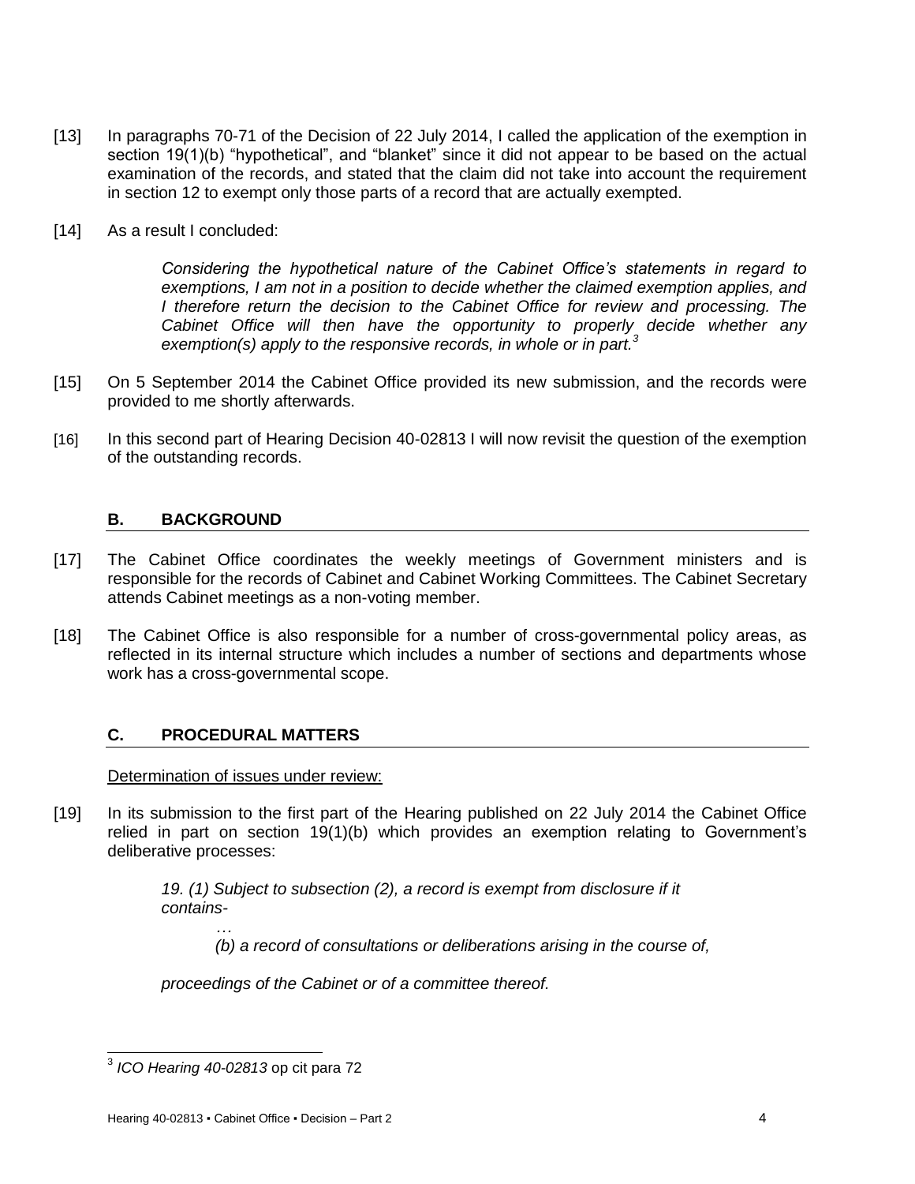[13] In paragraphs 70-71 of the Decision of 22 July 2014, I called the application of the exemption in section 19(1)(b) "hypothetical", and "blanket" since it did not appear to be based on the actual examination of the records, and stated that the claim did not take into account the requirement in section 12 to exempt only those parts of a record that are actually exempted.

[14] As a result I concluded:

> *Considering the hypothetical nature of the Cabinet Office's statements in regard to exemptions, I am not in a position to decide whether the claimed exemption applies, and I therefore return the decision to the Cabinet Office for review and processing. The Cabinet Office will then have the opportunity to properly decide whether any exemption(s) apply to the responsive records, in whole or in part.*[3]

[15] On 5 September 2014 the Cabinet Office provided its new submission, and the records were provided to me shortly afterwards.

[16] In this second part of Hearing Decision 40-02813 I will now revisit the question of the exemption of the outstanding records.

## B. BACKGROUND

[17] The Cabinet Office coordinates the weekly meetings of Government ministers and is responsible for the records of Cabinet and Cabinet Working Committees. The Cabinet Secretary attends Cabinet meetings as a non-voting member.

[18] The Cabinet Office is also responsible for a number of cross-governmental policy areas, as reflected in its internal structure which includes a number of sections and departments whose work has a cross-governmental scope.

## C. PROCEDURAL MATTERS

Determination of issues under review:

[19] In its submission to the first part of the Hearing published on 22 July 2014 the Cabinet Office relied in part on section 19(1)(b) which provides an exemption relating to Government's deliberative processes:

> *19. (1) Subject to subsection (2), a record is exempt from disclosure if it contains-*
>
> *…*
>
> *(b) a record of consultations or deliberations arising in the course of,*
>
> *proceedings of the Cabinet or of a committee thereof.*

---

[3] *ICO Hearing 40-02813* op cit para 72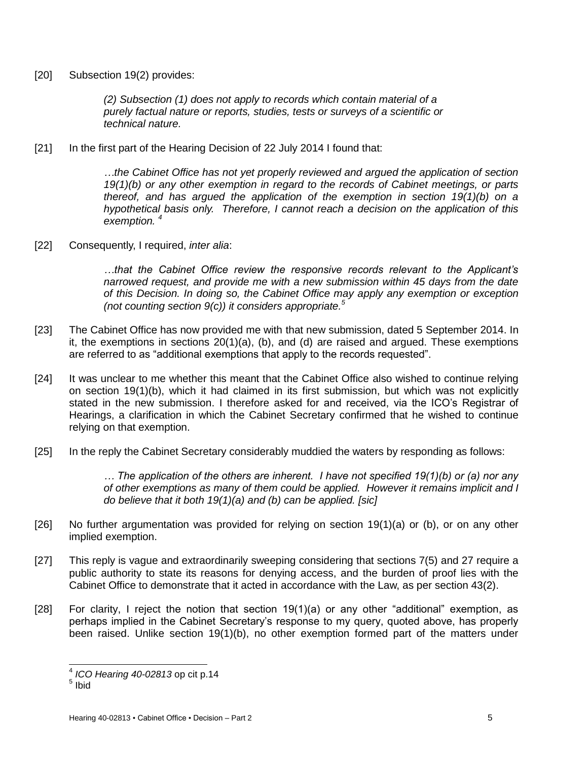[20] Subsection 19(2) provides:

> *(2) Subsection (1) does not apply to records which contain material of a purely factual nature or reports, studies, tests or surveys of a scientific or technical nature.*

[21] In the first part of the Hearing Decision of 22 July 2014 I found that:

> *…the Cabinet Office has not yet properly reviewed and argued the application of section 19(1)(b) or any other exemption in regard to the records of Cabinet meetings, or parts thereof, and has argued the application of the exemption in section 19(1)(b) on a hypothetical basis only. Therefore, I cannot reach a decision on the application of this exemption.* [4]

[22] Consequently, I required, *inter alia*:

> *…that the Cabinet Office review the responsive records relevant to the Applicant's narrowed request, and provide me with a new submission within 45 days from the date of this Decision. In doing so, the Cabinet Office may apply any exemption or exception (not counting section 9(c)) it considers appropriate.*[5]

[23] The Cabinet Office has now provided me with that new submission, dated 5 September 2014. In it, the exemptions in sections 20(1)(a), (b), and (d) are raised and argued. These exemptions are referred to as "additional exemptions that apply to the records requested".

[24] It was unclear to me whether this meant that the Cabinet Office also wished to continue relying on section 19(1)(b), which it had claimed in its first submission, but which was not explicitly stated in the new submission. I therefore asked for and received, via the ICO's Registrar of Hearings, a clarification in which the Cabinet Secretary confirmed that he wished to continue relying on that exemption.

[25] In the reply the Cabinet Secretary considerably muddied the waters by responding as follows:

> *… The application of the others are inherent. I have not specified 19(1)(b) or (a) nor any of other exemptions as many of them could be applied. However it remains implicit and I do believe that it both 19(1)(a) and (b) can be applied. [sic]*

[26] No further argumentation was provided for relying on section 19(1)(a) or (b), or on any other implied exemption.

[27] This reply is vague and extraordinarily sweeping considering that sections 7(5) and 27 require a public authority to state its reasons for denying access, and the burden of proof lies with the Cabinet Office to demonstrate that it acted in accordance with the Law, as per section 43(2).

[28] For clarity, I reject the notion that section 19(1)(a) or any other "additional" exemption, as perhaps implied in the Cabinet Secretary's response to my query, quoted above, has properly been raised. Unlike section 19(1)(b), no other exemption formed part of the matters under

---

[4] *ICO Hearing 40-02813* op cit p.14

[5] Ibid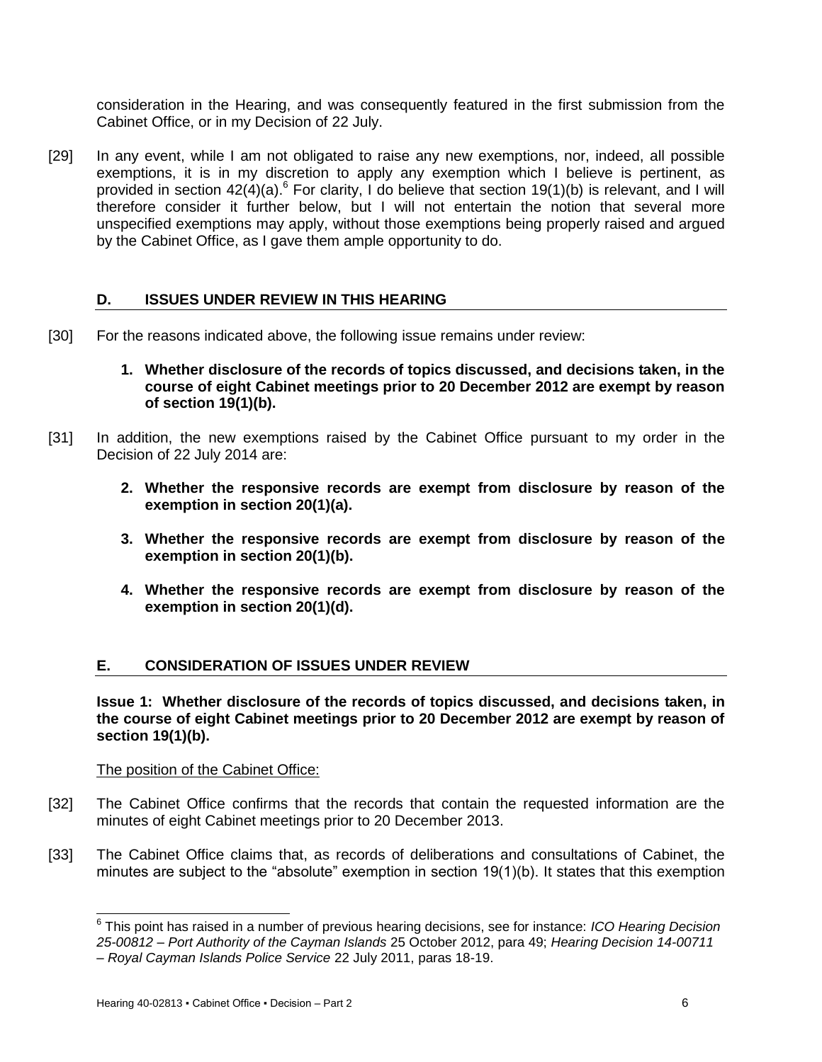consideration in the Hearing, and was consequently featured in the first submission from the Cabinet Office, or in my Decision of 22 July.

[29] In any event, while I am not obligated to raise any new exemptions, nor, indeed, all possible exemptions, it is in my discretion to apply any exemption which I believe is pertinent, as provided in section 42(4)(a).[6] For clarity, I do believe that section 19(1)(b) is relevant, and I will therefore consider it further below, but I will not entertain the notion that several more unspecified exemptions may apply, without those exemptions being properly raised and argued by the Cabinet Office, as I gave them ample opportunity to do.

## D. ISSUES UNDER REVIEW IN THIS HEARING

[30] For the reasons indicated above, the following issue remains under review:

1. **Whether disclosure of the records of topics discussed, and decisions taken, in the course of eight Cabinet meetings prior to 20 December 2012 are exempt by reason of section 19(1)(b).**

[31] In addition, the new exemptions raised by the Cabinet Office pursuant to my order in the Decision of 22 July 2014 are:

2. **Whether the responsive records are exempt from disclosure by reason of the exemption in section 20(1)(a).**

3. **Whether the responsive records are exempt from disclosure by reason of the exemption in section 20(1)(b).**

4. **Whether the responsive records are exempt from disclosure by reason of the exemption in section 20(1)(d).**

## E. CONSIDERATION OF ISSUES UNDER REVIEW

**Issue 1: Whether disclosure of the records of topics discussed, and decisions taken, in the course of eight Cabinet meetings prior to 20 December 2012 are exempt by reason of section 19(1)(b).**

The position of the Cabinet Office:

[32] The Cabinet Office confirms that the records that contain the requested information are the minutes of eight Cabinet meetings prior to 20 December 2013.

[33] The Cabinet Office claims that, as records of deliberations and consultations of Cabinet, the minutes are subject to the "absolute" exemption in section 19(1)(b). It states that this exemption

---

[6] This point has raised in a number of previous hearing decisions, see for instance: *ICO Hearing Decision 25-00812 – Port Authority of the Cayman Islands* 25 October 2012, para 49; *Hearing Decision 14-00711 – Royal Cayman Islands Police Service* 22 July 2011, paras 18-19.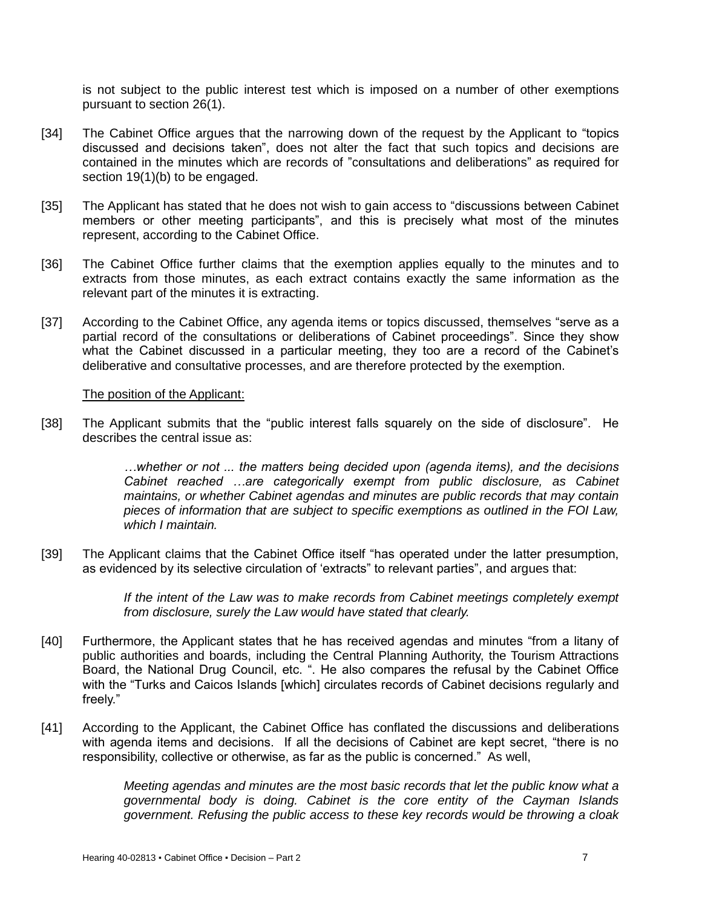is not subject to the public interest test which is imposed on a number of other exemptions pursuant to section 26(1).

[34] The Cabinet Office argues that the narrowing down of the request by the Applicant to "topics discussed and decisions taken", does not alter the fact that such topics and decisions are contained in the minutes which are records of "consultations and deliberations" as required for section 19(1)(b) to be engaged.

[35] The Applicant has stated that he does not wish to gain access to "discussions between Cabinet members or other meeting participants", and this is precisely what most of the minutes represent, according to the Cabinet Office.

[36] The Cabinet Office further claims that the exemption applies equally to the minutes and to extracts from those minutes, as each extract contains exactly the same information as the relevant part of the minutes it is extracting.

[37] According to the Cabinet Office, any agenda items or topics discussed, themselves "serve as a partial record of the consultations or deliberations of Cabinet proceedings". Since they show what the Cabinet discussed in a particular meeting, they too are a record of the Cabinet's deliberative and consultative processes, and are therefore protected by the exemption.

<u>The position of the Applicant:</u>

[38] The Applicant submits that the "public interest falls squarely on the side of disclosure". He describes the central issue as:

> *…whether or not ... the matters being decided upon (agenda items), and the decisions Cabinet reached …are categorically exempt from public disclosure, as Cabinet maintains, or whether Cabinet agendas and minutes are public records that may contain pieces of information that are subject to specific exemptions as outlined in the FOI Law, which I maintain.*

[39] The Applicant claims that the Cabinet Office itself "has operated under the latter presumption, as evidenced by its selective circulation of 'extracts' to relevant parties", and argues that:

> *If the intent of the Law was to make records from Cabinet meetings completely exempt from disclosure, surely the Law would have stated that clearly.*

[40] Furthermore, the Applicant states that he has received agendas and minutes "from a litany of public authorities and boards, including the Central Planning Authority, the Tourism Attractions Board, the National Drug Council, etc. ". He also compares the refusal by the Cabinet Office with the "Turks and Caicos Islands [which] circulates records of Cabinet decisions regularly and freely."

[41] According to the Applicant, the Cabinet Office has conflated the discussions and deliberations with agenda items and decisions. If all the decisions of Cabinet are kept secret, "there is no responsibility, collective or otherwise, as far as the public is concerned." As well,

> *Meeting agendas and minutes are the most basic records that let the public know what a governmental body is doing. Cabinet is the core entity of the Cayman Islands government. Refusing the public access to these key records would be throwing a cloak*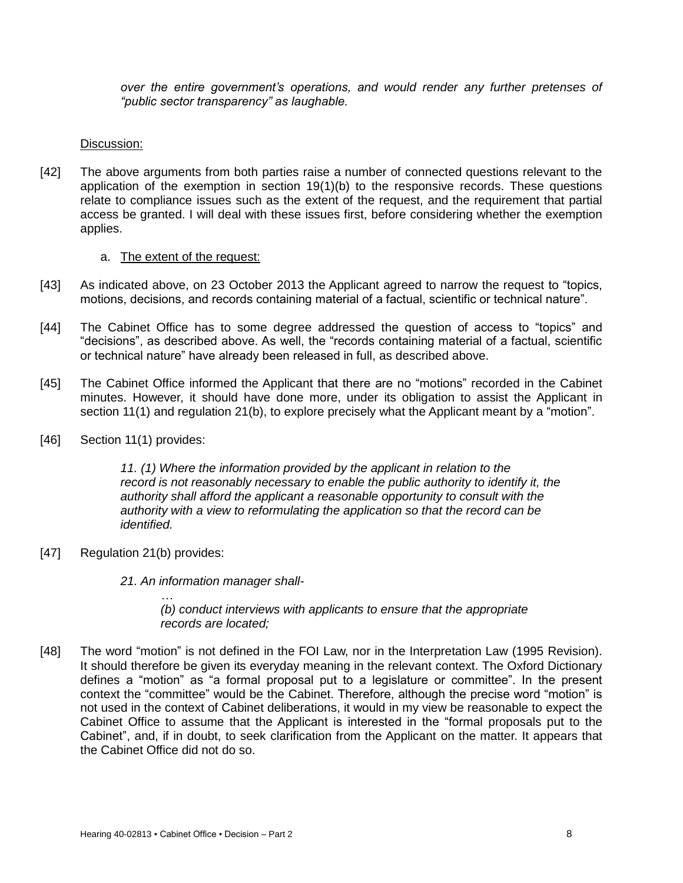*over the entire government's operations, and would render any further pretenses of "public sector transparency" as laughable.*

Discussion:

[42] The above arguments from both parties raise a number of connected questions relevant to the application of the exemption in section 19(1)(b) to the responsive records. These questions relate to compliance issues such as the extent of the request, and the requirement that partial access be granted. I will deal with these issues first, before considering whether the exemption applies.

a. The extent of the request:

[43] As indicated above, on 23 October 2013 the Applicant agreed to narrow the request to "topics, motions, decisions, and records containing material of a factual, scientific or technical nature".

[44] The Cabinet Office has to some degree addressed the question of access to "topics" and "decisions", as described above. As well, the "records containing material of a factual, scientific or technical nature" have already been released in full, as described above.

[45] The Cabinet Office informed the Applicant that there are no "motions" recorded in the Cabinet minutes. However, it should have done more, under its obligation to assist the Applicant in section 11(1) and regulation 21(b), to explore precisely what the Applicant meant by a "motion".

[46] Section 11(1) provides:

> *11. (1) Where the information provided by the applicant in relation to the record is not reasonably necessary to enable the public authority to identify it, the authority shall afford the applicant a reasonable opportunity to consult with the authority with a view to reformulating the application so that the record can be identified.*

[47] Regulation 21(b) provides:

> *21. An information manager shall-*
>
> *…*
>
> *(b) conduct interviews with applicants to ensure that the appropriate records are located;*

[48] The word "motion" is not defined in the FOI Law, nor in the Interpretation Law (1995 Revision). It should therefore be given its everyday meaning in the relevant context. The Oxford Dictionary defines a "motion" as "a formal proposal put to a legislature or committee". In the present context the "committee" would be the Cabinet. Therefore, although the precise word "motion" is not used in the context of Cabinet deliberations, it would in my view be reasonable to expect the Cabinet Office to assume that the Applicant is interested in the "formal proposals put to the Cabinet", and, if in doubt, to seek clarification from the Applicant on the matter. It appears that the Cabinet Office did not do so.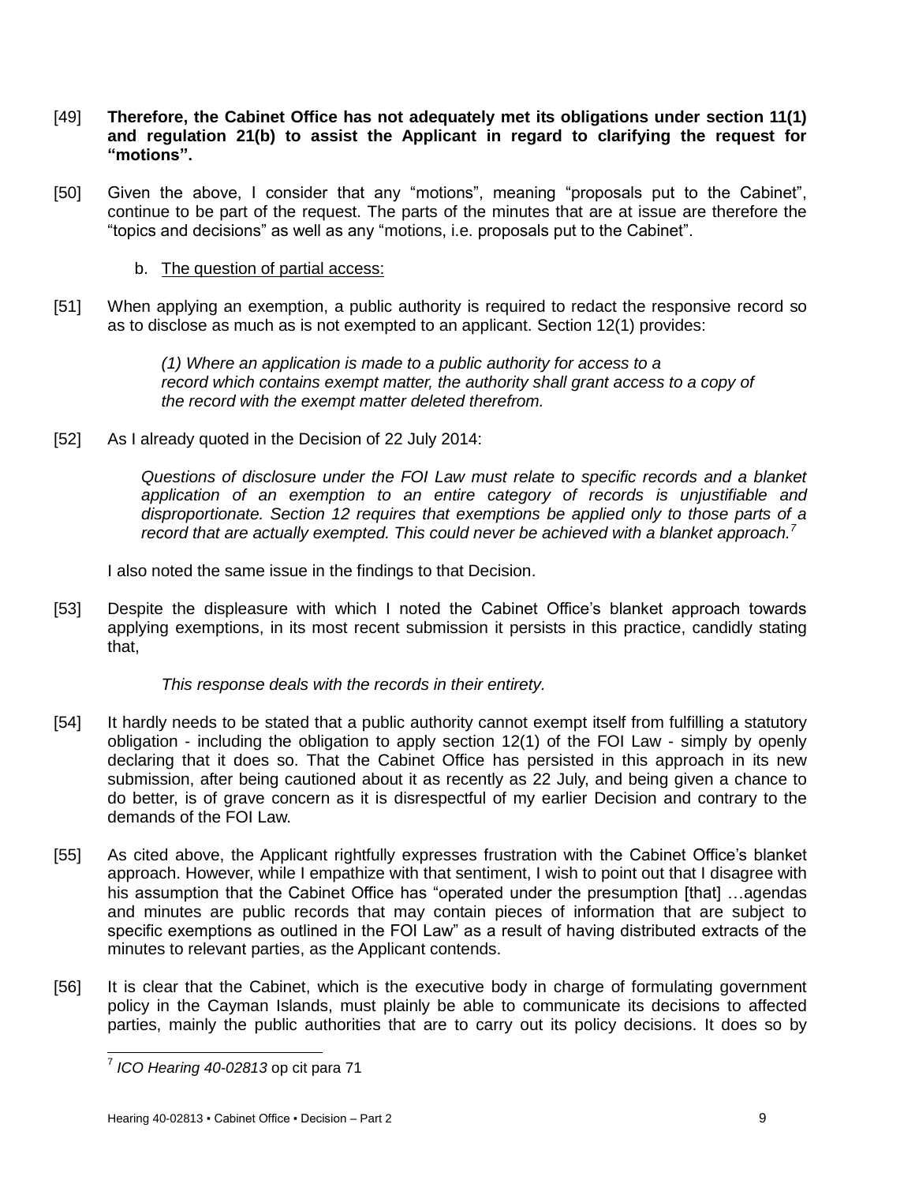[49] **Therefore, the Cabinet Office has not adequately met its obligations under section 11(1) and regulation 21(b) to assist the Applicant in regard to clarifying the request for "motions".**

[50] Given the above, I consider that any "motions", meaning "proposals put to the Cabinet", continue to be part of the request. The parts of the minutes that are at issue are therefore the "topics and decisions" as well as any "motions, i.e. proposals put to the Cabinet".

b. The question of partial access:

[51] When applying an exemption, a public authority is required to redact the responsive record so as to disclose as much as is not exempted to an applicant. Section 12(1) provides:

> *(1) Where an application is made to a public authority for access to a record which contains exempt matter, the authority shall grant access to a copy of the record with the exempt matter deleted therefrom.*

[52] As I already quoted in the Decision of 22 July 2014:

> *Questions of disclosure under the FOI Law must relate to specific records and a blanket application of an exemption to an entire category of records is unjustifiable and disproportionate. Section 12 requires that exemptions be applied only to those parts of a record that are actually exempted. This could never be achieved with a blanket approach.*[7]

I also noted the same issue in the findings to that Decision.

[53] Despite the displeasure with which I noted the Cabinet Office's blanket approach towards applying exemptions, in its most recent submission it persists in this practice, candidly stating that,

> *This response deals with the records in their entirety.*

[54] It hardly needs to be stated that a public authority cannot exempt itself from fulfilling a statutory obligation - including the obligation to apply section 12(1) of the FOI Law - simply by openly declaring that it does so. That the Cabinet Office has persisted in this approach in its new submission, after being cautioned about it as recently as 22 July, and being given a chance to do better, is of grave concern as it is disrespectful of my earlier Decision and contrary to the demands of the FOI Law.

[55] As cited above, the Applicant rightfully expresses frustration with the Cabinet Office's blanket approach. However, while I empathize with that sentiment, I wish to point out that I disagree with his assumption that the Cabinet Office has "operated under the presumption [that] …agendas and minutes are public records that may contain pieces of information that are subject to specific exemptions as outlined in the FOI Law" as a result of having distributed extracts of the minutes to relevant parties, as the Applicant contends.

[56] It is clear that the Cabinet, which is the executive body in charge of formulating government policy in the Cayman Islands, must plainly be able to communicate its decisions to affected parties, mainly the public authorities that are to carry out its policy decisions. It does so by

---

[7] *ICO Hearing 40-02813* op cit para 71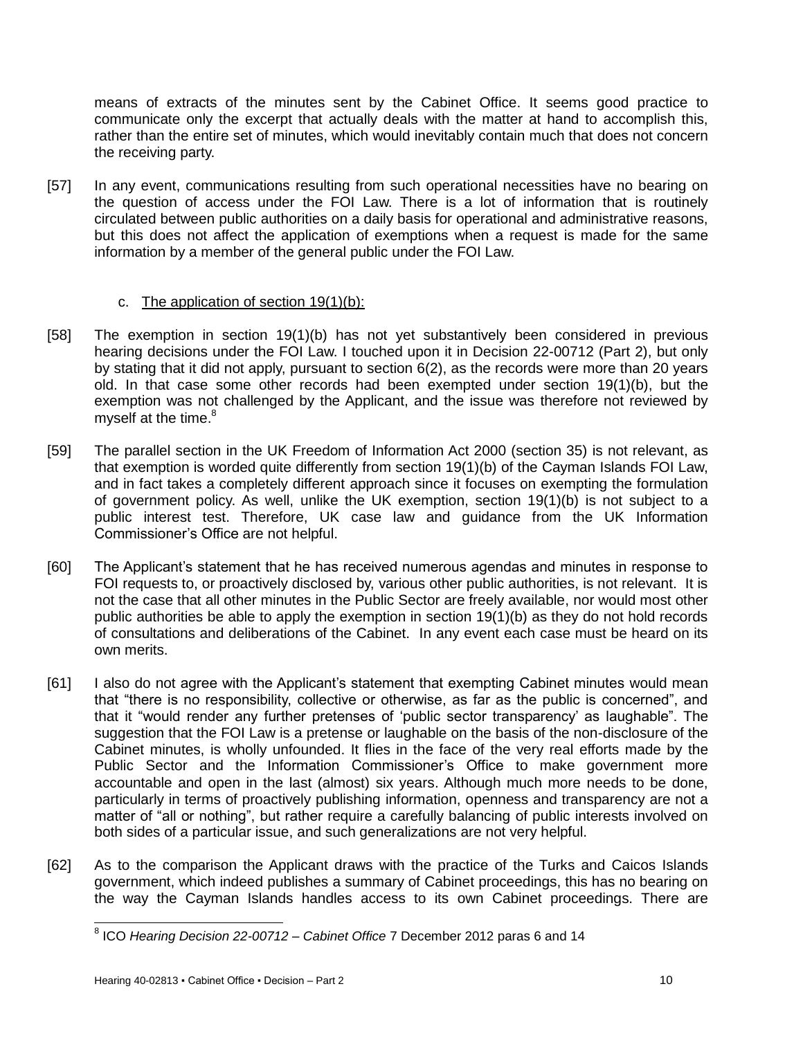means of extracts of the minutes sent by the Cabinet Office. It seems good practice to communicate only the excerpt that actually deals with the matter at hand to accomplish this, rather than the entire set of minutes, which would inevitably contain much that does not concern the receiving party.

[57] In any event, communications resulting from such operational necessities have no bearing on the question of access under the FOI Law. There is a lot of information that is routinely circulated between public authorities on a daily basis for operational and administrative reasons, but this does not affect the application of exemptions when a request is made for the same information by a member of the general public under the FOI Law.

c. <u>The application of section 19(1)(b):</u>

[58] The exemption in section 19(1)(b) has not yet substantively been considered in previous hearing decisions under the FOI Law. I touched upon it in Decision 22-00712 (Part 2), but only by stating that it did not apply, pursuant to section 6(2), as the records were more than 20 years old. In that case some other records had been exempted under section 19(1)(b), but the exemption was not challenged by the Applicant, and the issue was therefore not reviewed by myself at the time.[8]

[59] The parallel section in the UK Freedom of Information Act 2000 (section 35) is not relevant, as that exemption is worded quite differently from section 19(1)(b) of the Cayman Islands FOI Law, and in fact takes a completely different approach since it focuses on exempting the formulation of government policy. As well, unlike the UK exemption, section 19(1)(b) is not subject to a public interest test. Therefore, UK case law and guidance from the UK Information Commissioner's Office are not helpful.

[60] The Applicant's statement that he has received numerous agendas and minutes in response to FOI requests to, or proactively disclosed by, various other public authorities, is not relevant. It is not the case that all other minutes in the Public Sector are freely available, nor would most other public authorities be able to apply the exemption in section 19(1)(b) as they do not hold records of consultations and deliberations of the Cabinet. In any event each case must be heard on its own merits.

[61] I also do not agree with the Applicant's statement that exempting Cabinet minutes would mean that "there is no responsibility, collective or otherwise, as far as the public is concerned", and that it "would render any further pretenses of 'public sector transparency' as laughable". The suggestion that the FOI Law is a pretense or laughable on the basis of the non-disclosure of the Cabinet minutes, is wholly unfounded. It flies in the face of the very real efforts made by the Public Sector and the Information Commissioner's Office to make government more accountable and open in the last (almost) six years. Although much more needs to be done, particularly in terms of proactively publishing information, openness and transparency are not a matter of "all or nothing", but rather require a carefully balancing of public interests involved on both sides of a particular issue, and such generalizations are not very helpful.

[62] As to the comparison the Applicant draws with the practice of the Turks and Caicos Islands government, which indeed publishes a summary of Cabinet proceedings, this has no bearing on the way the Cayman Islands handles access to its own Cabinet proceedings. There are

---

[8] ICO *Hearing Decision 22-00712 – Cabinet Office* 7 December 2012 paras 6 and 14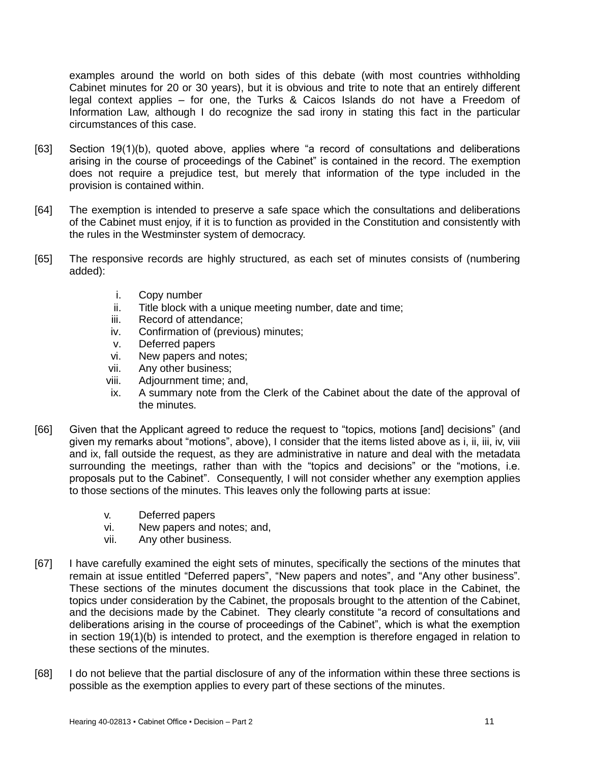examples around the world on both sides of this debate (with most countries withholding Cabinet minutes for 20 or 30 years), but it is obvious and trite to note that an entirely different legal context applies – for one, the Turks & Caicos Islands do not have a Freedom of Information Law, although I do recognize the sad irony in stating this fact in the particular circumstances of this case.

[63] Section 19(1)(b), quoted above, applies where "a record of consultations and deliberations arising in the course of proceedings of the Cabinet" is contained in the record. The exemption does not require a prejudice test, but merely that information of the type included in the provision is contained within.

[64] The exemption is intended to preserve a safe space which the consultations and deliberations of the Cabinet must enjoy, if it is to function as provided in the Constitution and consistently with the rules in the Westminster system of democracy.

[65] The responsive records are highly structured, as each set of minutes consists of (numbering added):

i. Copy number
ii. Title block with a unique meeting number, date and time;
iii. Record of attendance;
iv. Confirmation of (previous) minutes;
v. Deferred papers
vi. New papers and notes;
vii. Any other business;
viii. Adjournment time; and,
ix. A summary note from the Clerk of the Cabinet about the date of the approval of the minutes.

[66] Given that the Applicant agreed to reduce the request to "topics, motions [and] decisions" (and given my remarks about "motions", above), I consider that the items listed above as i, ii, iii, iv, viii and ix, fall outside the request, as they are administrative in nature and deal with the metadata surrounding the meetings, rather than with the "topics and decisions" or the "motions, i.e. proposals put to the Cabinet". Consequently, I will not consider whether any exemption applies to those sections of the minutes. This leaves only the following parts at issue:

v. Deferred papers
vi. New papers and notes; and,
vii. Any other business.

[67] I have carefully examined the eight sets of minutes, specifically the sections of the minutes that remain at issue entitled "Deferred papers", "New papers and notes", and "Any other business". These sections of the minutes document the discussions that took place in the Cabinet, the topics under consideration by the Cabinet, the proposals brought to the attention of the Cabinet, and the decisions made by the Cabinet. They clearly constitute "a record of consultations and deliberations arising in the course of proceedings of the Cabinet", which is what the exemption in section 19(1)(b) is intended to protect, and the exemption is therefore engaged in relation to these sections of the minutes.

[68] I do not believe that the partial disclosure of any of the information within these three sections is possible as the exemption applies to every part of these sections of the minutes.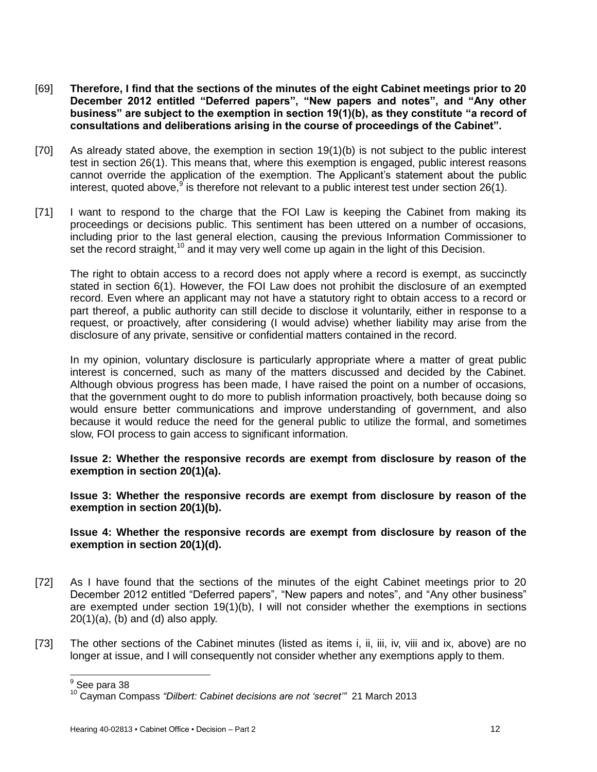[69] **Therefore, I find that the sections of the minutes of the eight Cabinet meetings prior to 20 December 2012 entitled "Deferred papers", "New papers and notes", and "Any other business" are subject to the exemption in section 19(1)(b), as they constitute "a record of consultations and deliberations arising in the course of proceedings of the Cabinet".**

[70] As already stated above, the exemption in section 19(1)(b) is not subject to the public interest test in section 26(1). This means that, where this exemption is engaged, public interest reasons cannot override the application of the exemption. The Applicant's statement about the public interest, quoted above,[9] is therefore not relevant to a public interest test under section 26(1).

[71] I want to respond to the charge that the FOI Law is keeping the Cabinet from making its proceedings or decisions public. This sentiment has been uttered on a number of occasions, including prior to the last general election, causing the previous Information Commissioner to set the record straight,[10] and it may very well come up again in the light of this Decision.

The right to obtain access to a record does not apply where a record is exempt, as succinctly stated in section 6(1). However, the FOI Law does not prohibit the disclosure of an exempted record. Even where an applicant may not have a statutory right to obtain access to a record or part thereof, a public authority can still decide to disclose it voluntarily, either in response to a request, or proactively, after considering (I would advise) whether liability may arise from the disclosure of any private, sensitive or confidential matters contained in the record.

In my opinion, voluntary disclosure is particularly appropriate where a matter of great public interest is concerned, such as many of the matters discussed and decided by the Cabinet. Although obvious progress has been made, I have raised the point on a number of occasions, that the government ought to do more to publish information proactively, both because doing so would ensure better communications and improve understanding of government, and also because it would reduce the need for the general public to utilize the formal, and sometimes slow, FOI process to gain access to significant information.

**Issue 2: Whether the responsive records are exempt from disclosure by reason of the exemption in section 20(1)(a).**

**Issue 3: Whether the responsive records are exempt from disclosure by reason of the exemption in section 20(1)(b).**

**Issue 4: Whether the responsive records are exempt from disclosure by reason of the exemption in section 20(1)(d).**

[72] As I have found that the sections of the minutes of the eight Cabinet meetings prior to 20 December 2012 entitled "Deferred papers", "New papers and notes", and "Any other business" are exempted under section 19(1)(b), I will not consider whether the exemptions in sections 20(1)(a), (b) and (d) also apply.

[73] The other sections of the Cabinet minutes (listed as items i, ii, iii, iv, viii and ix, above) are no longer at issue, and I will consequently not consider whether any exemptions apply to them.

---

[9] See para 38

[10] Cayman Compass *"Dilbert: Cabinet decisions are not 'secret'"* 21 March 2013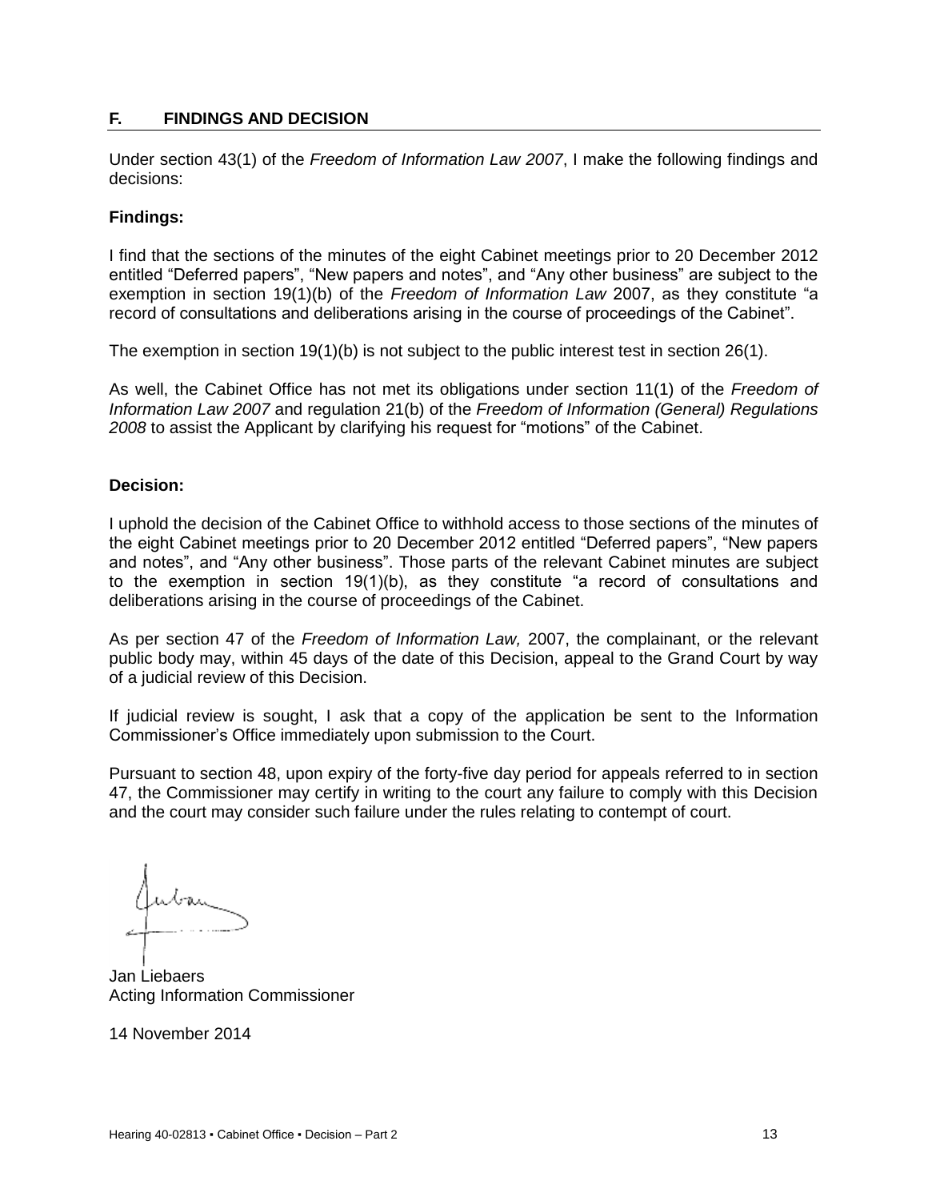## F. FINDINGS AND DECISION

Under section 43(1) of the *Freedom of Information Law 2007*, I make the following findings and decisions:

### Findings:

I find that the sections of the minutes of the eight Cabinet meetings prior to 20 December 2012 entitled "Deferred papers", "New papers and notes", and "Any other business" are subject to the exemption in section 19(1)(b) of the *Freedom of Information Law* 2007, as they constitute "a record of consultations and deliberations arising in the course of proceedings of the Cabinet".

The exemption in section 19(1)(b) is not subject to the public interest test in section 26(1).

As well, the Cabinet Office has not met its obligations under section 11(1) of the *Freedom of Information Law 2007* and regulation 21(b) of the *Freedom of Information (General) Regulations 2008* to assist the Applicant by clarifying his request for "motions" of the Cabinet.

### Decision:

I uphold the decision of the Cabinet Office to withhold access to those sections of the minutes of the eight Cabinet meetings prior to 20 December 2012 entitled "Deferred papers", "New papers and notes", and "Any other business". Those parts of the relevant Cabinet minutes are subject to the exemption in section 19(1)(b), as they constitute "a record of consultations and deliberations arising in the course of proceedings of the Cabinet.

As per section 47 of the *Freedom of Information Law,* 2007, the complainant, or the relevant public body may, within 45 days of the date of this Decision, appeal to the Grand Court by way of a judicial review of this Decision.

If judicial review is sought, I ask that a copy of the application be sent to the Information Commissioner's Office immediately upon submission to the Court.

Pursuant to section 48, upon expiry of the forty-five day period for appeals referred to in section 47, the Commissioner may certify in writing to the court any failure to comply with this Decision and the court may consider such failure under the rules relating to contempt of court.

Jan Liebaers
Acting Information Commissioner

14 November 2014